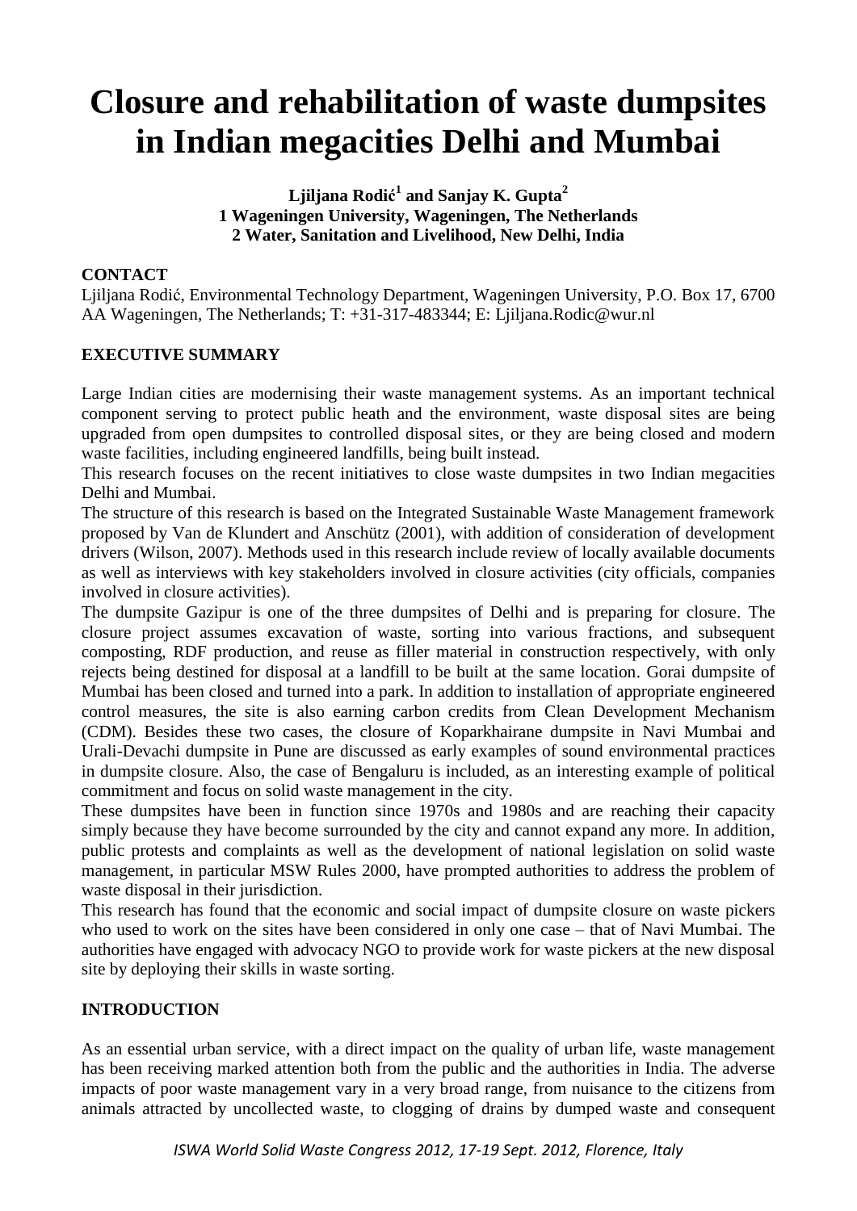# Closure and rehabilitation of waste dumpsites in Indian megacities Delhi and Mumbai

**Ljiljana Rodić[1] and Sanjay K. Gupta[2]**
**1 Wageningen University, Wageningen, The Netherlands**
**2 Water, Sanitation and Livelihood, New Delhi, India**

## CONTACT

Ljiljana Rodić, Environmental Technology Department, Wageningen University, P.O. Box 17, 6700 AA Wageningen, The Netherlands; T: +31-317-483344; E: Ljiljana.Rodic@wur.nl

## EXECUTIVE SUMMARY

Large Indian cities are modernising their waste management systems. As an important technical component serving to protect public heath and the environment, waste disposal sites are being upgraded from open dumpsites to controlled disposal sites, or they are being closed and modern waste facilities, including engineered landfills, being built instead.

This research focuses on the recent initiatives to close waste dumpsites in two Indian megacities Delhi and Mumbai.

The structure of this research is based on the Integrated Sustainable Waste Management framework proposed by Van de Klundert and Anschütz (2001), with addition of consideration of development drivers (Wilson, 2007). Methods used in this research include review of locally available documents as well as interviews with key stakeholders involved in closure activities (city officials, companies involved in closure activities).

The dumpsite Gazipur is one of the three dumpsites of Delhi and is preparing for closure. The closure project assumes excavation of waste, sorting into various fractions, and subsequent composting, RDF production, and reuse as filler material in construction respectively, with only rejects being destined for disposal at a landfill to be built at the same location. Gorai dumpsite of Mumbai has been closed and turned into a park. In addition to installation of appropriate engineered control measures, the site is also earning carbon credits from Clean Development Mechanism (CDM). Besides these two cases, the closure of Koparkhairane dumpsite in Navi Mumbai and Urali-Devachi dumpsite in Pune are discussed as early examples of sound environmental practices in dumpsite closure. Also, the case of Bengaluru is included, as an interesting example of political commitment and focus on solid waste management in the city.

These dumpsites have been in function since 1970s and 1980s and are reaching their capacity simply because they have become surrounded by the city and cannot expand any more. In addition, public protests and complaints as well as the development of national legislation on solid waste management, in particular MSW Rules 2000, have prompted authorities to address the problem of waste disposal in their jurisdiction.

This research has found that the economic and social impact of dumpsite closure on waste pickers who used to work on the sites have been considered in only one case – that of Navi Mumbai. The authorities have engaged with advocacy NGO to provide work for waste pickers at the new disposal site by deploying their skills in waste sorting.

## INTRODUCTION

As an essential urban service, with a direct impact on the quality of urban life, waste management has been receiving marked attention both from the public and the authorities in India. The adverse impacts of poor waste management vary in a very broad range, from nuisance to the citizens from animals attracted by uncollected waste, to clogging of drains by dumped waste and consequent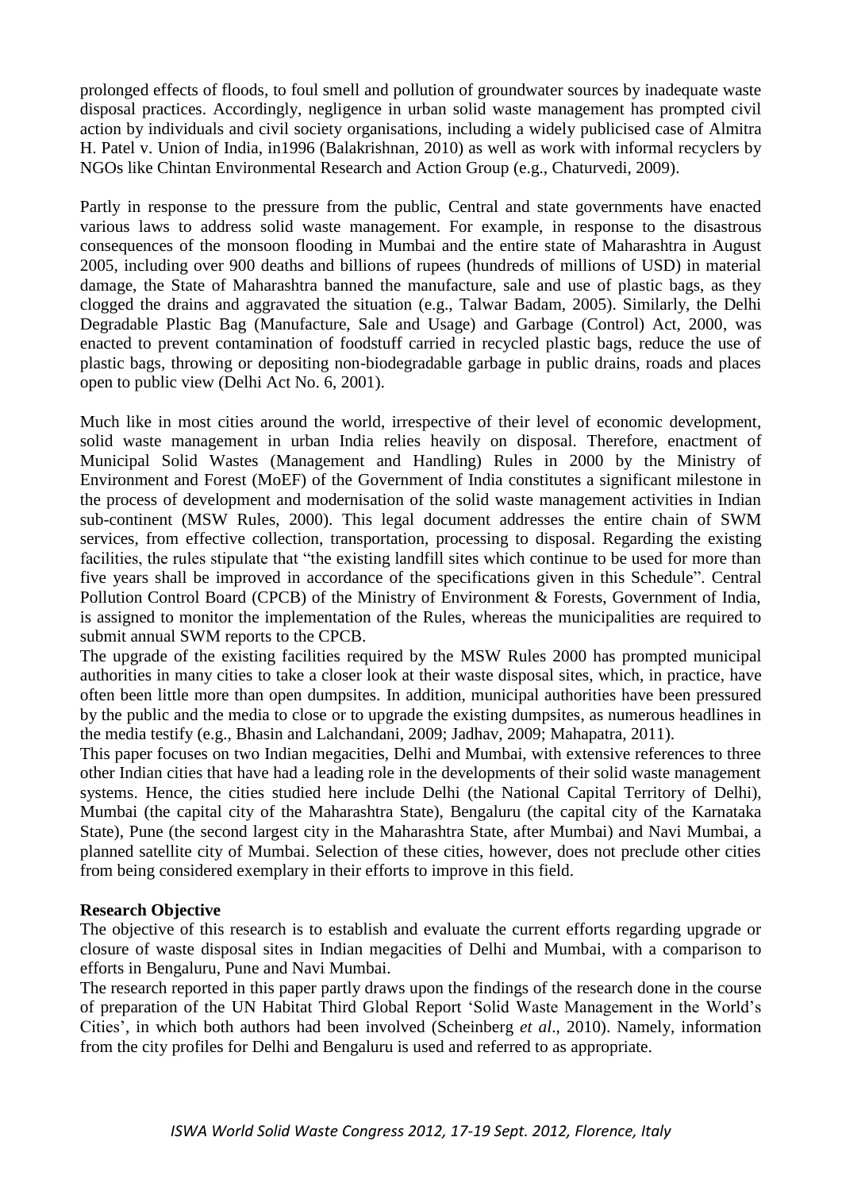prolonged effects of floods, to foul smell and pollution of groundwater sources by inadequate waste disposal practices. Accordingly, negligence in urban solid waste management has prompted civil action by individuals and civil society organisations, including a widely publicised case of Almitra H. Patel v. Union of India, in1996 (Balakrishnan, 2010) as well as work with informal recyclers by NGOs like Chintan Environmental Research and Action Group (e.g., Chaturvedi, 2009).

Partly in response to the pressure from the public, Central and state governments have enacted various laws to address solid waste management. For example, in response to the disastrous consequences of the monsoon flooding in Mumbai and the entire state of Maharashtra in August 2005, including over 900 deaths and billions of rupees (hundreds of millions of USD) in material damage, the State of Maharashtra banned the manufacture, sale and use of plastic bags, as they clogged the drains and aggravated the situation (e.g., Talwar Badam, 2005). Similarly, the Delhi Degradable Plastic Bag (Manufacture, Sale and Usage) and Garbage (Control) Act, 2000, was enacted to prevent contamination of foodstuff carried in recycled plastic bags, reduce the use of plastic bags, throwing or depositing non-biodegradable garbage in public drains, roads and places open to public view (Delhi Act No. 6, 2001).

Much like in most cities around the world, irrespective of their level of economic development, solid waste management in urban India relies heavily on disposal. Therefore, enactment of Municipal Solid Wastes (Management and Handling) Rules in 2000 by the Ministry of Environment and Forest (MoEF) of the Government of India constitutes a significant milestone in the process of development and modernisation of the solid waste management activities in Indian sub-continent (MSW Rules, 2000). This legal document addresses the entire chain of SWM services, from effective collection, transportation, processing to disposal. Regarding the existing facilities, the rules stipulate that "the existing landfill sites which continue to be used for more than five years shall be improved in accordance of the specifications given in this Schedule". Central Pollution Control Board (CPCB) of the Ministry of Environment & Forests, Government of India, is assigned to monitor the implementation of the Rules, whereas the municipalities are required to submit annual SWM reports to the CPCB.

The upgrade of the existing facilities required by the MSW Rules 2000 has prompted municipal authorities in many cities to take a closer look at their waste disposal sites, which, in practice, have often been little more than open dumpsites. In addition, municipal authorities have been pressured by the public and the media to close or to upgrade the existing dumpsites, as numerous headlines in the media testify (e.g., Bhasin and Lalchandani, 2009; Jadhav, 2009; Mahapatra, 2011).

This paper focuses on two Indian megacities, Delhi and Mumbai, with extensive references to three other Indian cities that have had a leading role in the developments of their solid waste management systems. Hence, the cities studied here include Delhi (the National Capital Territory of Delhi), Mumbai (the capital city of the Maharashtra State), Bengaluru (the capital city of the Karnataka State), Pune (the second largest city in the Maharashtra State, after Mumbai) and Navi Mumbai, a planned satellite city of Mumbai. Selection of these cities, however, does not preclude other cities from being considered exemplary in their efforts to improve in this field.

**Research Objective**

The objective of this research is to establish and evaluate the current efforts regarding upgrade or closure of waste disposal sites in Indian megacities of Delhi and Mumbai, with a comparison to efforts in Bengaluru, Pune and Navi Mumbai.

The research reported in this paper partly draws upon the findings of the research done in the course of preparation of the UN Habitat Third Global Report 'Solid Waste Management in the World's Cities', in which both authors had been involved (Scheinberg *et al*., 2010). Namely, information from the city profiles for Delhi and Bengaluru is used and referred to as appropriate.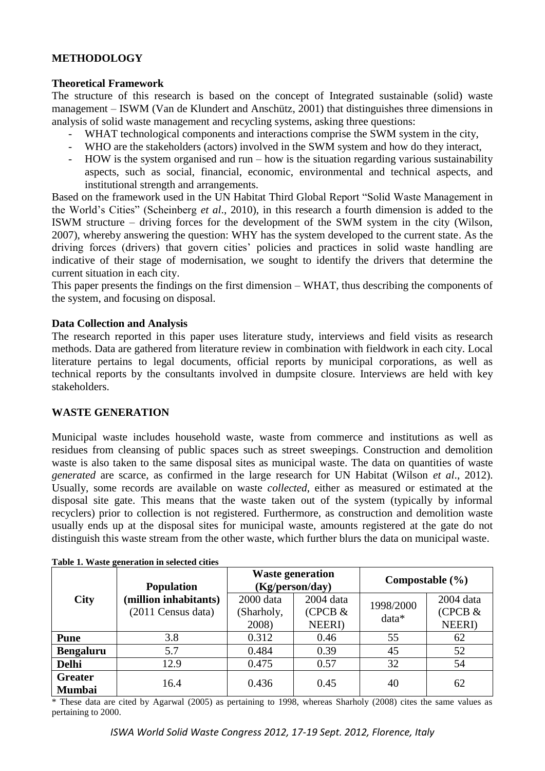## METHODOLOGY

### Theoretical Framework

The structure of this research is based on the concept of Integrated sustainable (solid) waste management – ISWM (Van de Klundert and Anschütz, 2001) that distinguishes three dimensions in analysis of solid waste management and recycling systems, asking three questions:

- WHAT technological components and interactions comprise the SWM system in the city,
- WHO are the stakeholders (actors) involved in the SWM system and how do they interact,
- HOW is the system organised and run – how is the situation regarding various sustainability aspects, such as social, financial, economic, environmental and technical aspects, and institutional strength and arrangements.

Based on the framework used in the UN Habitat Third Global Report "Solid Waste Management in the World's Cities" (Scheinberg *et al*., 2010), in this research a fourth dimension is added to the ISWM structure – driving forces for the development of the SWM system in the city (Wilson, 2007), whereby answering the question: WHY has the system developed to the current state. As the driving forces (drivers) that govern cities' policies and practices in solid waste handling are indicative of their stage of modernisation, we sought to identify the drivers that determine the current situation in each city.

This paper presents the findings on the first dimension – WHAT, thus describing the components of the system, and focusing on disposal.

### Data Collection and Analysis

The research reported in this paper uses literature study, interviews and field visits as research methods. Data are gathered from literature review in combination with fieldwork in each city. Local literature pertains to legal documents, official reports by municipal corporations, as well as technical reports by the consultants involved in dumpsite closure. Interviews are held with key stakeholders.

## WASTE GENERATION

Municipal waste includes household waste, waste from commerce and institutions as well as residues from cleansing of public spaces such as street sweepings. Construction and demolition waste is also taken to the same disposal sites as municipal waste. The data on quantities of waste *generated* are scarce, as confirmed in the large research for UN Habitat (Wilson *et al*., 2012). Usually, some records are available on waste *collected*, either as measured or estimated at the disposal site gate. This means that the waste taken out of the system (typically by informal recyclers) prior to collection is not registered. Furthermore, as construction and demolition waste usually ends up at the disposal sites for municipal waste, amounts registered at the gate do not distinguish this waste stream from the other waste, which further blurs the data on municipal waste.

**Table 1. Waste generation in selected cities**

| City | Population (million inhabitants) (2011 Census data) | Waste generation (Kg/person/day) | | Compostable (%) | |
|---|---|---|---|---|---|
| | | 2000 data (Sharholy, 2008) | 2004 data (CPCB & NEERI) | 1998/2000 data* | 2004 data (CPCB & NEERI) |
| **Pune** | 3.8 | 0.312 | 0.46 | 55 | 62 |
| **Bengaluru** | 5.7 | 0.484 | 0.39 | 45 | 52 |
| **Delhi** | 12.9 | 0.475 | 0.57 | 32 | 54 |
| **Greater Mumbai** | 16.4 | 0.436 | 0.45 | 40 | 62 |

\* These data are cited by Agarwal (2005) as pertaining to 1998, whereas Sharholy (2008) cites the same values as pertaining to 2000.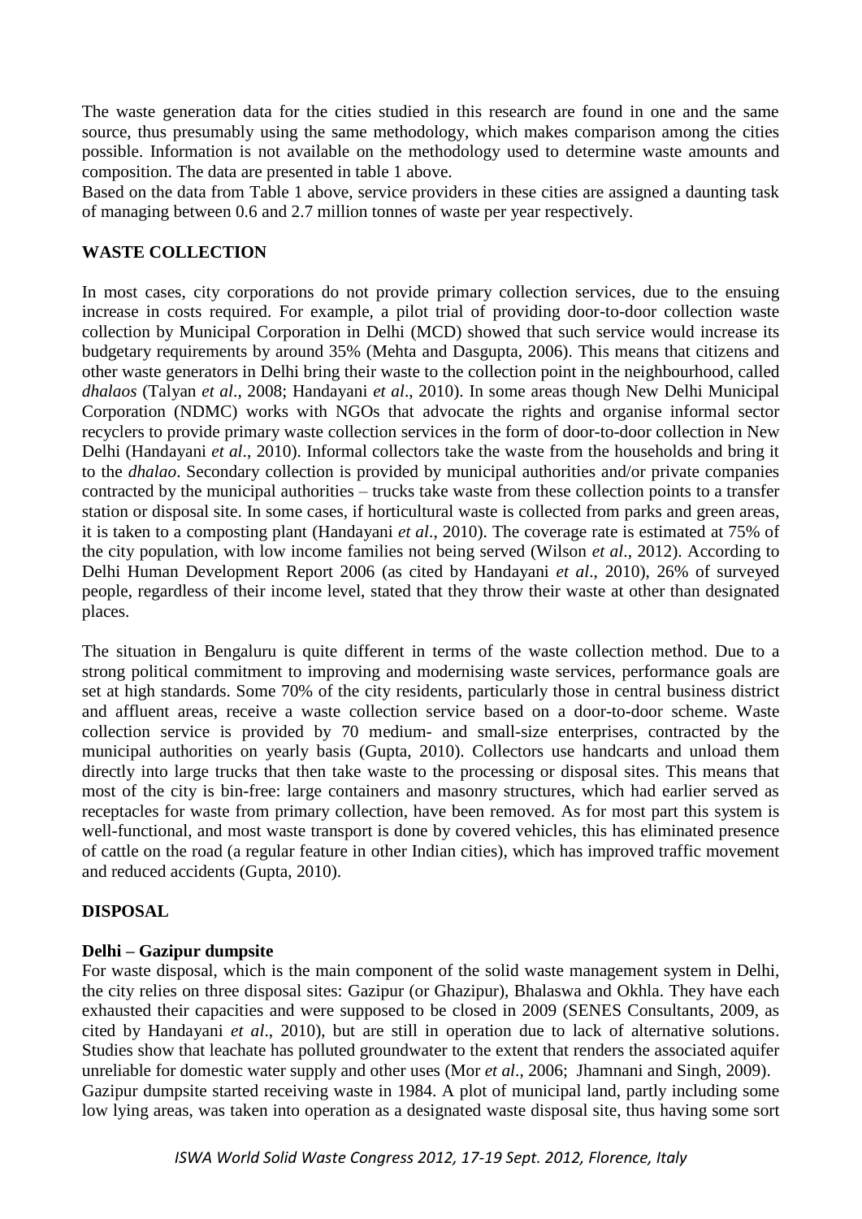The waste generation data for the cities studied in this research are found in one and the same source, thus presumably using the same methodology, which makes comparison among the cities possible. Information is not available on the methodology used to determine waste amounts and composition. The data are presented in table 1 above.

Based on the data from Table 1 above, service providers in these cities are assigned a daunting task of managing between 0.6 and 2.7 million tonnes of waste per year respectively.

## WASTE COLLECTION

In most cases, city corporations do not provide primary collection services, due to the ensuing increase in costs required. For example, a pilot trial of providing door-to-door collection waste collection by Municipal Corporation in Delhi (MCD) showed that such service would increase its budgetary requirements by around 35% (Mehta and Dasgupta, 2006). This means that citizens and other waste generators in Delhi bring their waste to the collection point in the neighbourhood, called *dhalaos* (Talyan *et al*., 2008; Handayani *et al*., 2010). In some areas though New Delhi Municipal Corporation (NDMC) works with NGOs that advocate the rights and organise informal sector recyclers to provide primary waste collection services in the form of door-to-door collection in New Delhi (Handayani *et al*., 2010). Informal collectors take the waste from the households and bring it to the *dhalao*. Secondary collection is provided by municipal authorities and/or private companies contracted by the municipal authorities – trucks take waste from these collection points to a transfer station or disposal site. In some cases, if horticultural waste is collected from parks and green areas, it is taken to a composting plant (Handayani *et al*., 2010). The coverage rate is estimated at 75% of the city population, with low income families not being served (Wilson *et al*., 2012). According to Delhi Human Development Report 2006 (as cited by Handayani *et al*., 2010), 26% of surveyed people, regardless of their income level, stated that they throw their waste at other than designated places.

The situation in Bengaluru is quite different in terms of the waste collection method. Due to a strong political commitment to improving and modernising waste services, performance goals are set at high standards. Some 70% of the city residents, particularly those in central business district and affluent areas, receive a waste collection service based on a door-to-door scheme. Waste collection service is provided by 70 medium- and small-size enterprises, contracted by the municipal authorities on yearly basis (Gupta, 2010). Collectors use handcarts and unload them directly into large trucks that then take waste to the processing or disposal sites. This means that most of the city is bin-free: large containers and masonry structures, which had earlier served as receptacles for waste from primary collection, have been removed. As for most part this system is well-functional, and most waste transport is done by covered vehicles, this has eliminated presence of cattle on the road (a regular feature in other Indian cities), which has improved traffic movement and reduced accidents (Gupta, 2010).

## DISPOSAL

### Delhi – Gazipur dumpsite

For waste disposal, which is the main component of the solid waste management system in Delhi, the city relies on three disposal sites: Gazipur (or Ghazipur), Bhalaswa and Okhla. They have each exhausted their capacities and were supposed to be closed in 2009 (SENES Consultants, 2009, as cited by Handayani *et al*., 2010), but are still in operation due to lack of alternative solutions. Studies show that leachate has polluted groundwater to the extent that renders the associated aquifer unreliable for domestic water supply and other uses (Mor *et al*., 2006; Jhamnani and Singh, 2009).

Gazipur dumpsite started receiving waste in 1984. A plot of municipal land, partly including some low lying areas, was taken into operation as a designated waste disposal site, thus having some sort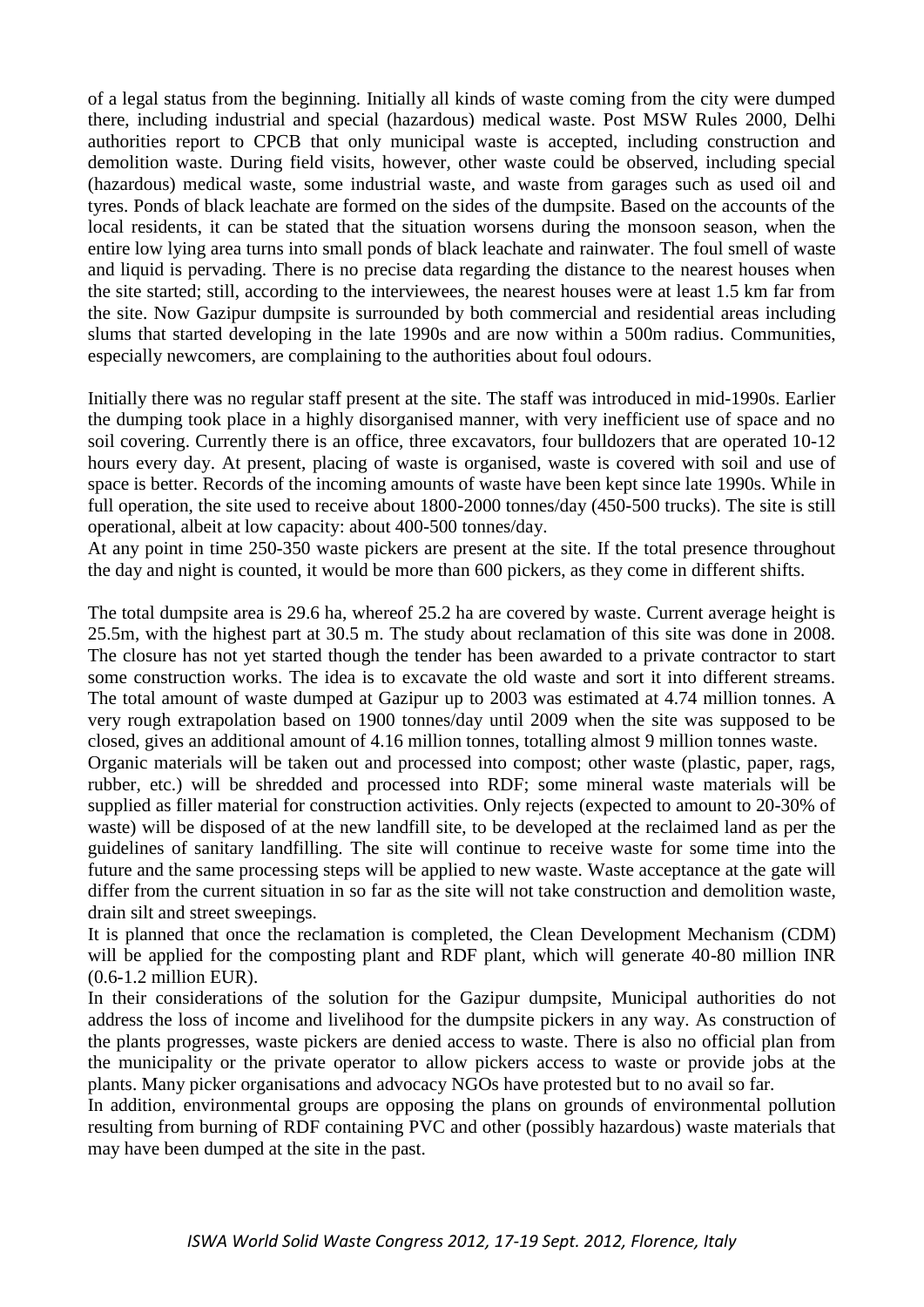of a legal status from the beginning. Initially all kinds of waste coming from the city were dumped there, including industrial and special (hazardous) medical waste. Post MSW Rules 2000, Delhi authorities report to CPCB that only municipal waste is accepted, including construction and demolition waste. During field visits, however, other waste could be observed, including special (hazardous) medical waste, some industrial waste, and waste from garages such as used oil and tyres. Ponds of black leachate are formed on the sides of the dumpsite. Based on the accounts of the local residents, it can be stated that the situation worsens during the monsoon season, when the entire low lying area turns into small ponds of black leachate and rainwater. The foul smell of waste and liquid is pervading. There is no precise data regarding the distance to the nearest houses when the site started; still, according to the interviewees, the nearest houses were at least 1.5 km far from the site. Now Gazipur dumpsite is surrounded by both commercial and residential areas including slums that started developing in the late 1990s and are now within a 500m radius. Communities, especially newcomers, are complaining to the authorities about foul odours.

Initially there was no regular staff present at the site. The staff was introduced in mid-1990s. Earlier the dumping took place in a highly disorganised manner, with very inefficient use of space and no soil covering. Currently there is an office, three excavators, four bulldozers that are operated 10-12 hours every day. At present, placing of waste is organised, waste is covered with soil and use of space is better. Records of the incoming amounts of waste have been kept since late 1990s. While in full operation, the site used to receive about 1800-2000 tonnes/day (450-500 trucks). The site is still operational, albeit at low capacity: about 400-500 tonnes/day.

At any point in time 250-350 waste pickers are present at the site. If the total presence throughout the day and night is counted, it would be more than 600 pickers, as they come in different shifts.

The total dumpsite area is 29.6 ha, whereof 25.2 ha are covered by waste. Current average height is 25.5m, with the highest part at 30.5 m. The study about reclamation of this site was done in 2008. The closure has not yet started though the tender has been awarded to a private contractor to start some construction works. The idea is to excavate the old waste and sort it into different streams. The total amount of waste dumped at Gazipur up to 2003 was estimated at 4.74 million tonnes. A very rough extrapolation based on 1900 tonnes/day until 2009 when the site was supposed to be closed, gives an additional amount of 4.16 million tonnes, totalling almost 9 million tonnes waste.

Organic materials will be taken out and processed into compost; other waste (plastic, paper, rags, rubber, etc.) will be shredded and processed into RDF; some mineral waste materials will be supplied as filler material for construction activities. Only rejects (expected to amount to 20-30% of waste) will be disposed of at the new landfill site, to be developed at the reclaimed land as per the guidelines of sanitary landfilling. The site will continue to receive waste for some time into the future and the same processing steps will be applied to new waste. Waste acceptance at the gate will differ from the current situation in so far as the site will not take construction and demolition waste, drain silt and street sweepings.

It is planned that once the reclamation is completed, the Clean Development Mechanism (CDM) will be applied for the composting plant and RDF plant, which will generate 40-80 million INR (0.6-1.2 million EUR).

In their considerations of the solution for the Gazipur dumpsite, Municipal authorities do not address the loss of income and livelihood for the dumpsite pickers in any way. As construction of the plants progresses, waste pickers are denied access to waste. There is also no official plan from the municipality or the private operator to allow pickers access to waste or provide jobs at the plants. Many picker organisations and advocacy NGOs have protested but to no avail so far.

In addition, environmental groups are opposing the plans on grounds of environmental pollution resulting from burning of RDF containing PVC and other (possibly hazardous) waste materials that may have been dumped at the site in the past.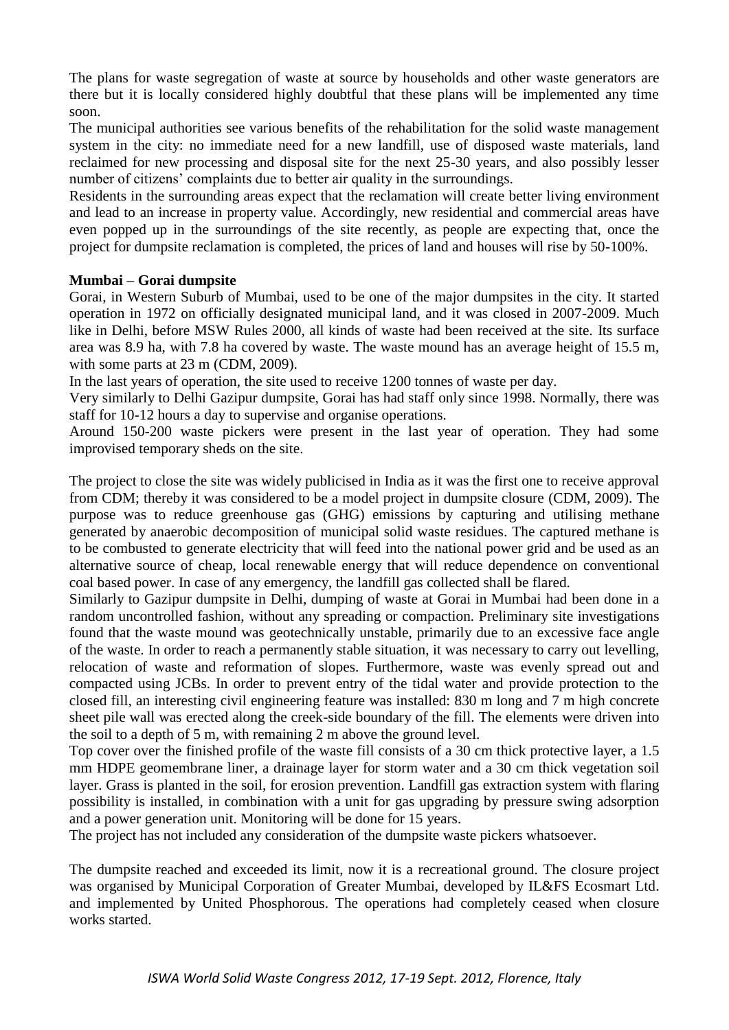The plans for waste segregation of waste at source by households and other waste generators are there but it is locally considered highly doubtful that these plans will be implemented any time soon.

The municipal authorities see various benefits of the rehabilitation for the solid waste management system in the city: no immediate need for a new landfill, use of disposed waste materials, land reclaimed for new processing and disposal site for the next 25-30 years, and also possibly lesser number of citizens' complaints due to better air quality in the surroundings.

Residents in the surrounding areas expect that the reclamation will create better living environment and lead to an increase in property value. Accordingly, new residential and commercial areas have even popped up in the surroundings of the site recently, as people are expecting that, once the project for dumpsite reclamation is completed, the prices of land and houses will rise by 50-100%.

**Mumbai – Gorai dumpsite**

Gorai, in Western Suburb of Mumbai, used to be one of the major dumpsites in the city. It started operation in 1972 on officially designated municipal land, and it was closed in 2007-2009. Much like in Delhi, before MSW Rules 2000, all kinds of waste had been received at the site. Its surface area was 8.9 ha, with 7.8 ha covered by waste. The waste mound has an average height of 15.5 m, with some parts at 23 m (CDM, 2009).

In the last years of operation, the site used to receive 1200 tonnes of waste per day.

Very similarly to Delhi Gazipur dumpsite, Gorai has had staff only since 1998. Normally, there was staff for 10-12 hours a day to supervise and organise operations.

Around 150-200 waste pickers were present in the last year of operation. They had some improvised temporary sheds on the site.

The project to close the site was widely publicised in India as it was the first one to receive approval from CDM; thereby it was considered to be a model project in dumpsite closure (CDM, 2009). The purpose was to reduce greenhouse gas (GHG) emissions by capturing and utilising methane generated by anaerobic decomposition of municipal solid waste residues. The captured methane is to be combusted to generate electricity that will feed into the national power grid and be used as an alternative source of cheap, local renewable energy that will reduce dependence on conventional coal based power. In case of any emergency, the landfill gas collected shall be flared.

Similarly to Gazipur dumpsite in Delhi, dumping of waste at Gorai in Mumbai had been done in a random uncontrolled fashion, without any spreading or compaction. Preliminary site investigations found that the waste mound was geotechnically unstable, primarily due to an excessive face angle of the waste. In order to reach a permanently stable situation, it was necessary to carry out levelling, relocation of waste and reformation of slopes. Furthermore, waste was evenly spread out and compacted using JCBs. In order to prevent entry of the tidal water and provide protection to the closed fill, an interesting civil engineering feature was installed: 830 m long and 7 m high concrete sheet pile wall was erected along the creek-side boundary of the fill. The elements were driven into the soil to a depth of 5 m, with remaining 2 m above the ground level.

Top cover over the finished profile of the waste fill consists of a 30 cm thick protective layer, a 1.5 mm HDPE geomembrane liner, a drainage layer for storm water and a 30 cm thick vegetation soil layer. Grass is planted in the soil, for erosion prevention. Landfill gas extraction system with flaring possibility is installed, in combination with a unit for gas upgrading by pressure swing adsorption and a power generation unit. Monitoring will be done for 15 years.

The project has not included any consideration of the dumpsite waste pickers whatsoever.

The dumpsite reached and exceeded its limit, now it is a recreational ground. The closure project was organised by Municipal Corporation of Greater Mumbai, developed by IL&FS Ecosmart Ltd. and implemented by United Phosphorous. The operations had completely ceased when closure works started.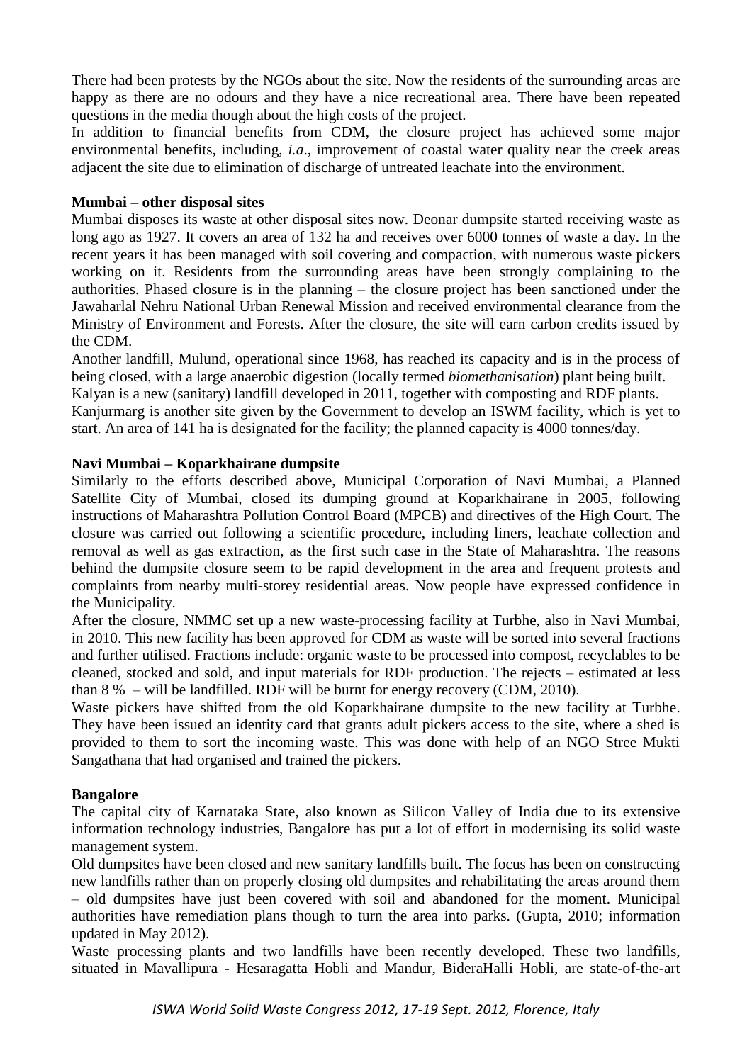There had been protests by the NGOs about the site. Now the residents of the surrounding areas are happy as there are no odours and they have a nice recreational area. There have been repeated questions in the media though about the high costs of the project.

In addition to financial benefits from CDM, the closure project has achieved some major environmental benefits, including, *i.a*., improvement of coastal water quality near the creek areas adjacent the site due to elimination of discharge of untreated leachate into the environment.

**Mumbai – other disposal sites**

Mumbai disposes its waste at other disposal sites now. Deonar dumpsite started receiving waste as long ago as 1927. It covers an area of 132 ha and receives over 6000 tonnes of waste a day. In the recent years it has been managed with soil covering and compaction, with numerous waste pickers working on it. Residents from the surrounding areas have been strongly complaining to the authorities. Phased closure is in the planning – the closure project has been sanctioned under the Jawaharlal Nehru National Urban Renewal Mission and received environmental clearance from the Ministry of Environment and Forests. After the closure, the site will earn carbon credits issued by the CDM.

Another landfill, Mulund, operational since 1968, has reached its capacity and is in the process of being closed, with a large anaerobic digestion (locally termed *biomethanisation*) plant being built.

Kalyan is a new (sanitary) landfill developed in 2011, together with composting and RDF plants.

Kanjurmarg is another site given by the Government to develop an ISWM facility, which is yet to start. An area of 141 ha is designated for the facility; the planned capacity is 4000 tonnes/day.

**Navi Mumbai – Koparkhairane dumpsite**

Similarly to the efforts described above, Municipal Corporation of Navi Mumbai, a Planned Satellite City of Mumbai, closed its dumping ground at Koparkhairane in 2005, following instructions of Maharashtra Pollution Control Board (MPCB) and directives of the High Court. The closure was carried out following a scientific procedure, including liners, leachate collection and removal as well as gas extraction, as the first such case in the State of Maharashtra. The reasons behind the dumpsite closure seem to be rapid development in the area and frequent protests and complaints from nearby multi-storey residential areas. Now people have expressed confidence in the Municipality.

After the closure, NMMC set up a new waste-processing facility at Turbhe, also in Navi Mumbai, in 2010. This new facility has been approved for CDM as waste will be sorted into several fractions and further utilised. Fractions include: organic waste to be processed into compost, recyclables to be cleaned, stocked and sold, and input materials for RDF production. The rejects – estimated at less than 8 % – will be landfilled. RDF will be burnt for energy recovery (CDM, 2010).

Waste pickers have shifted from the old Koparkhairane dumpsite to the new facility at Turbhe. They have been issued an identity card that grants adult pickers access to the site, where a shed is provided to them to sort the incoming waste. This was done with help of an NGO Stree Mukti Sangathana that had organised and trained the pickers.

**Bangalore**

The capital city of Karnataka State, also known as Silicon Valley of India due to its extensive information technology industries, Bangalore has put a lot of effort in modernising its solid waste management system.

Old dumpsites have been closed and new sanitary landfills built. The focus has been on constructing new landfills rather than on properly closing old dumpsites and rehabilitating the areas around them – old dumpsites have just been covered with soil and abandoned for the moment. Municipal authorities have remediation plans though to turn the area into parks. (Gupta, 2010; information updated in May 2012).

Waste processing plants and two landfills have been recently developed. These two landfills, situated in Mavallipura - Hesaragatta Hobli and Mandur, BideraHalli Hobli, are state-of-the-art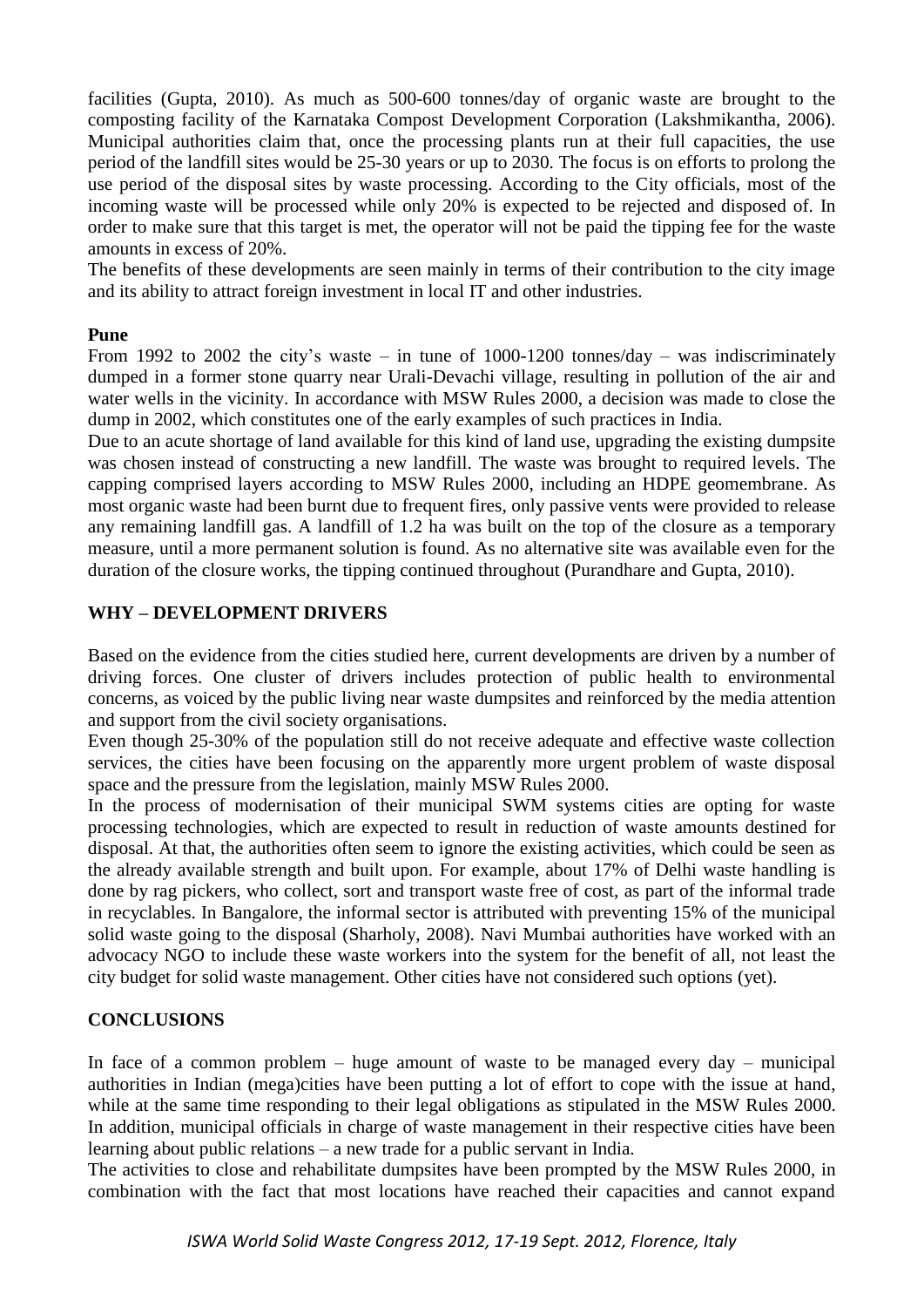facilities (Gupta, 2010). As much as 500-600 tonnes/day of organic waste are brought to the composting facility of the Karnataka Compost Development Corporation (Lakshmikantha, 2006). Municipal authorities claim that, once the processing plants run at their full capacities, the use period of the landfill sites would be 25-30 years or up to 2030. The focus is on efforts to prolong the use period of the disposal sites by waste processing. According to the City officials, most of the incoming waste will be processed while only 20% is expected to be rejected and disposed of. In order to make sure that this target is met, the operator will not be paid the tipping fee for the waste amounts in excess of 20%.

The benefits of these developments are seen mainly in terms of their contribution to the city image and its ability to attract foreign investment in local IT and other industries.

**Pune**

From 1992 to 2002 the city's waste – in tune of 1000-1200 tonnes/day – was indiscriminately dumped in a former stone quarry near Urali-Devachi village, resulting in pollution of the air and water wells in the vicinity. In accordance with MSW Rules 2000, a decision was made to close the dump in 2002, which constitutes one of the early examples of such practices in India.

Due to an acute shortage of land available for this kind of land use, upgrading the existing dumpsite was chosen instead of constructing a new landfill. The waste was brought to required levels. The capping comprised layers according to MSW Rules 2000, including an HDPE geomembrane. As most organic waste had been burnt due to frequent fires, only passive vents were provided to release any remaining landfill gas. A landfill of 1.2 ha was built on the top of the closure as a temporary measure, until a more permanent solution is found. As no alternative site was available even for the duration of the closure works, the tipping continued throughout (Purandhare and Gupta, 2010).

## WHY – DEVELOPMENT DRIVERS

Based on the evidence from the cities studied here, current developments are driven by a number of driving forces. One cluster of drivers includes protection of public health to environmental concerns, as voiced by the public living near waste dumpsites and reinforced by the media attention and support from the civil society organisations.

Even though 25-30% of the population still do not receive adequate and effective waste collection services, the cities have been focusing on the apparently more urgent problem of waste disposal space and the pressure from the legislation, mainly MSW Rules 2000.

In the process of modernisation of their municipal SWM systems cities are opting for waste processing technologies, which are expected to result in reduction of waste amounts destined for disposal. At that, the authorities often seem to ignore the existing activities, which could be seen as the already available strength and built upon. For example, about 17% of Delhi waste handling is done by rag pickers, who collect, sort and transport waste free of cost, as part of the informal trade in recyclables. In Bangalore, the informal sector is attributed with preventing 15% of the municipal solid waste going to the disposal (Sharholy, 2008). Navi Mumbai authorities have worked with an advocacy NGO to include these waste workers into the system for the benefit of all, not least the city budget for solid waste management. Other cities have not considered such options (yet).

## CONCLUSIONS

In face of a common problem – huge amount of waste to be managed every day – municipal authorities in Indian (mega)cities have been putting a lot of effort to cope with the issue at hand, while at the same time responding to their legal obligations as stipulated in the MSW Rules 2000. In addition, municipal officials in charge of waste management in their respective cities have been learning about public relations – a new trade for a public servant in India.

The activities to close and rehabilitate dumpsites have been prompted by the MSW Rules 2000, in combination with the fact that most locations have reached their capacities and cannot expand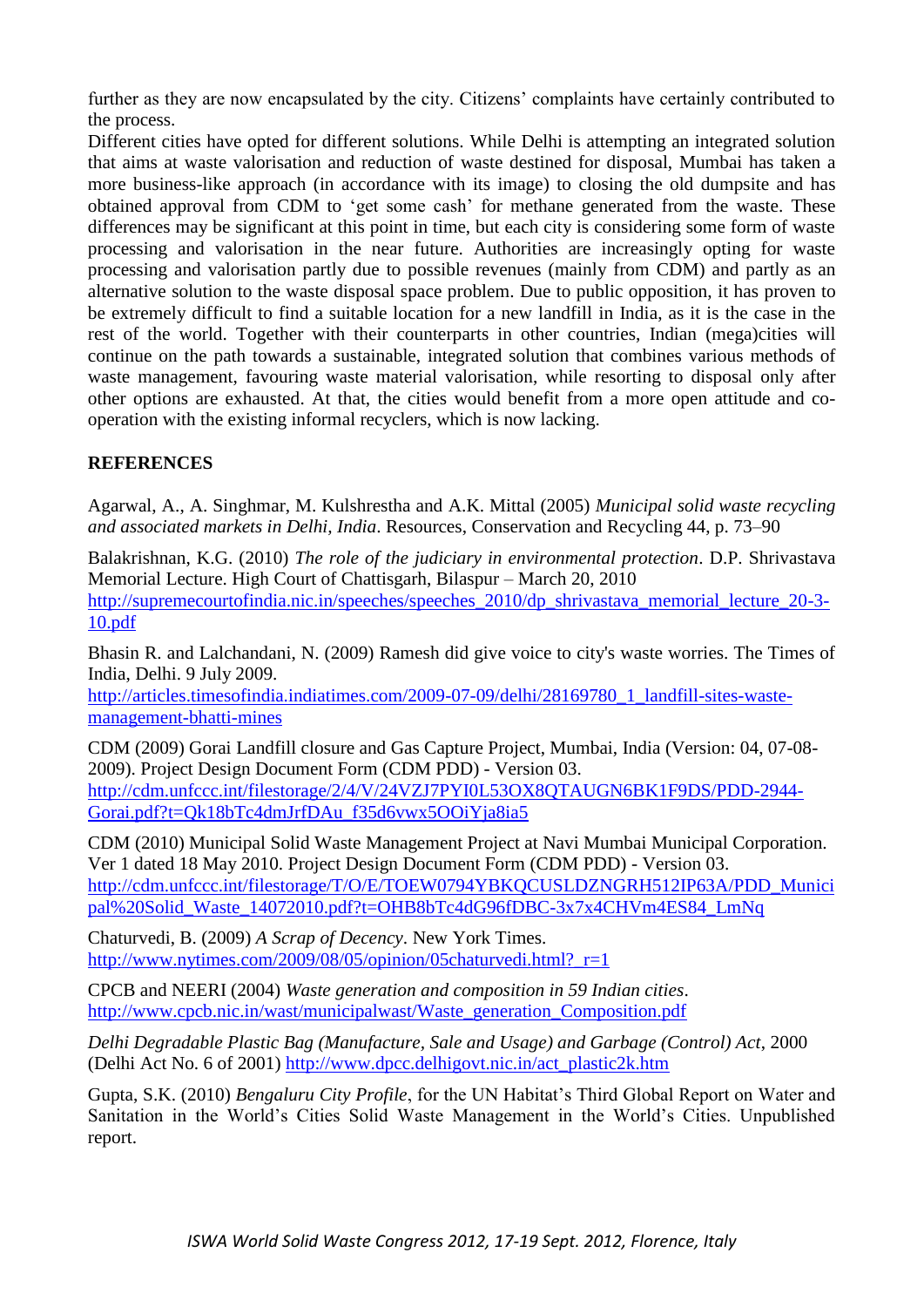further as they are now encapsulated by the city. Citizens' complaints have certainly contributed to the process.

Different cities have opted for different solutions. While Delhi is attempting an integrated solution that aims at waste valorisation and reduction of waste destined for disposal, Mumbai has taken a more business-like approach (in accordance with its image) to closing the old dumpsite and has obtained approval from CDM to 'get some cash' for methane generated from the waste. These differences may be significant at this point in time, but each city is considering some form of waste processing and valorisation in the near future. Authorities are increasingly opting for waste processing and valorisation partly due to possible revenues (mainly from CDM) and partly as an alternative solution to the waste disposal space problem. Due to public opposition, it has proven to be extremely difficult to find a suitable location for a new landfill in India, as it is the case in the rest of the world. Together with their counterparts in other countries, Indian (mega)cities will continue on the path towards a sustainable, integrated solution that combines various methods of waste management, favouring waste material valorisation, while resorting to disposal only after other options are exhausted. At that, the cities would benefit from a more open attitude and co-operation with the existing informal recyclers, which is now lacking.

## REFERENCES

Agarwal, A., A. Singhmar, M. Kulshrestha and A.K. Mittal (2005) *Municipal solid waste recycling and associated markets in Delhi, India*. Resources, Conservation and Recycling 44, p. 73–90

Balakrishnan, K.G. (2010) *The role of the judiciary in environmental protection*. D.P. Shrivastava Memorial Lecture. High Court of Chattisgarh, Bilaspur – March 20, 2010 http://supremecourtofindia.nic.in/speeches/speeches_2010/dp_shrivastava_memorial_lecture_20-3-10.pdf

Bhasin R. and Lalchandani, N. (2009) Ramesh did give voice to city's waste worries. The Times of India, Delhi. 9 July 2009. http://articles.timesofindia.indiatimes.com/2009-07-09/delhi/28169780_1_landfill-sites-waste-management-bhatti-mines

CDM (2009) Gorai Landfill closure and Gas Capture Project, Mumbai, India (Version: 04, 07-08-2009). Project Design Document Form (CDM PDD) - Version 03. http://cdm.unfccc.int/filestorage/2/4/V/24VZJ7PYI0L53OX8QTAUGN6BK1F9DS/PDD-2944-Gorai.pdf?t=Qk18bTc4dmJrfDAu_f35d6vwx5OOiYja8ia5

CDM (2010) Municipal Solid Waste Management Project at Navi Mumbai Municipal Corporation. Ver 1 dated 18 May 2010. Project Design Document Form (CDM PDD) - Version 03. http://cdm.unfccc.int/filestorage/T/O/E/TOEW0794YBKQCUSLDZNGRH512IP63A/PDD_Municipal%20Solid_Waste_14072010.pdf?t=OHB8bTc4dG96fDBC-3x7x4CHVm4ES84_LmNq

Chaturvedi, B. (2009) *A Scrap of Decency*. New York Times. http://www.nytimes.com/2009/08/05/opinion/05chaturvedi.html?_r=1

CPCB and NEERI (2004) *Waste generation and composition in 59 Indian cities*. http://www.cpcb.nic.in/wast/municipalwast/Waste_generation_Composition.pdf

*Delhi Degradable Plastic Bag (Manufacture, Sale and Usage) and Garbage (Control) Act*, 2000 (Delhi Act No. 6 of 2001) http://www.dpcc.delhigovt.nic.in/act_plastic2k.htm

Gupta, S.K. (2010) *Bengaluru City Profile*, for the UN Habitat's Third Global Report on Water and Sanitation in the World's Cities Solid Waste Management in the World's Cities. Unpublished report.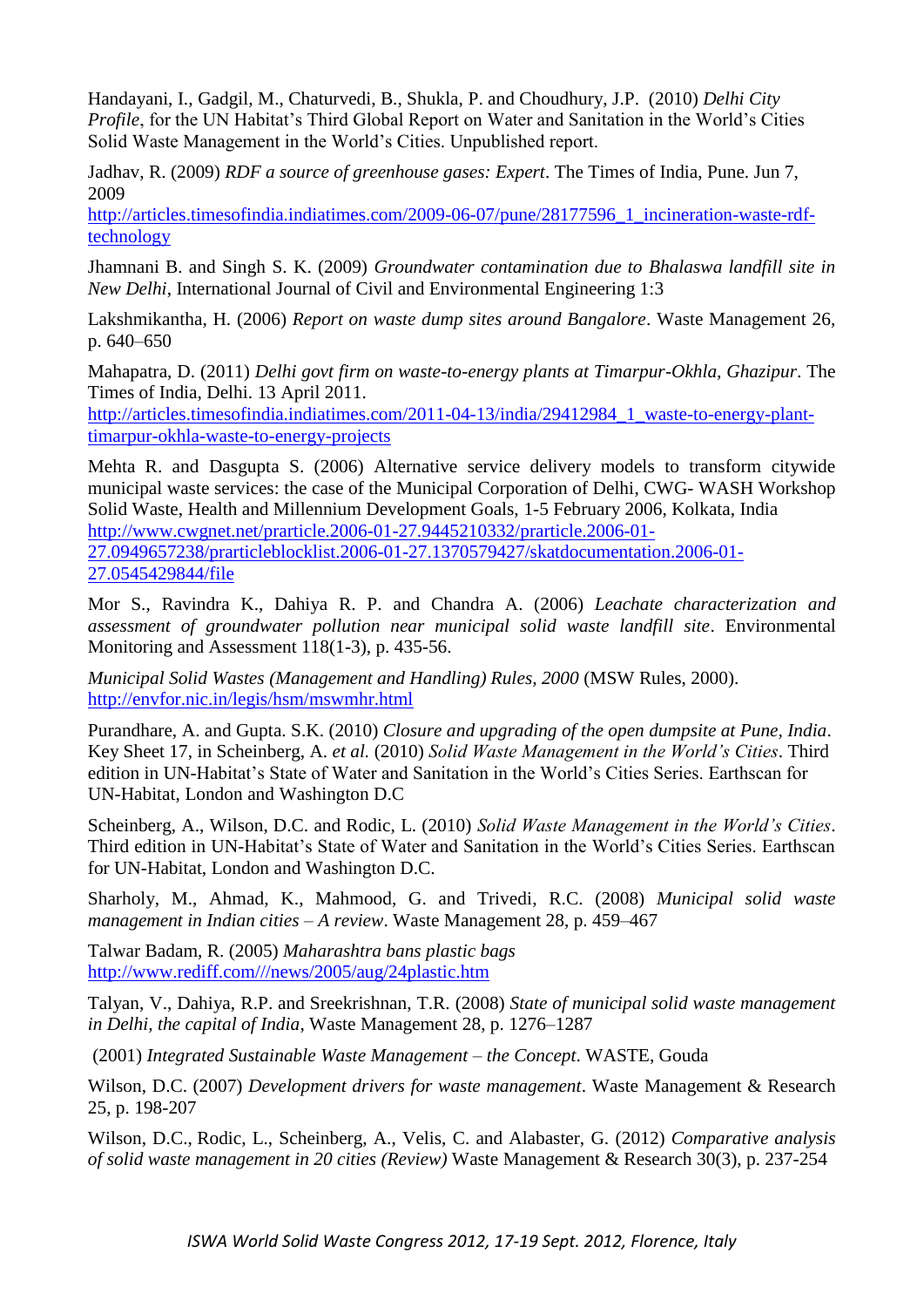Handayani, I., Gadgil, M., Chaturvedi, B., Shukla, P. and Choudhury, J.P. (2010) *Delhi City Profile*, for the UN Habitat's Third Global Report on Water and Sanitation in the World's Cities Solid Waste Management in the World's Cities. Unpublished report.

Jadhav, R. (2009) *RDF a source of greenhouse gases: Expert*. The Times of India, Pune. Jun 7, 2009 http://articles.timesofindia.indiatimes.com/2009-06-07/pune/28177596_1_incineration-waste-rdf-technology

Jhamnani B. and Singh S. K. (2009) *Groundwater contamination due to Bhalaswa landfill site in New Delhi*, International Journal of Civil and Environmental Engineering 1:3

Lakshmikantha, H. (2006) *Report on waste dump sites around Bangalore*. Waste Management 26, p. 640–650

Mahapatra, D. (2011) *Delhi govt firm on waste-to-energy plants at Timarpur-Okhla, Ghazipur*. The Times of India, Delhi. 13 April 2011. http://articles.timesofindia.indiatimes.com/2011-04-13/india/29412984_1_waste-to-energy-plant-timarpur-okhla-waste-to-energy-projects

Mehta R. and Dasgupta S. (2006) Alternative service delivery models to transform citywide municipal waste services: the case of the Municipal Corporation of Delhi, CWG- WASH Workshop Solid Waste, Health and Millennium Development Goals, 1-5 February 2006, Kolkata, India http://www.cwgnet.net/prarticle.2006-01-27.9445210332/prarticle.2006-01-27.0949657238/prarticleblocklist.2006-01-27.1370579427/skatdocumentation.2006-01-27.0545429844/file

Mor S., Ravindra K., Dahiya R. P. and Chandra A. (2006) *Leachate characterization and assessment of groundwater pollution near municipal solid waste landfill site*. Environmental Monitoring and Assessment 118(1-3), p. 435-56.

*Municipal Solid Wastes (Management and Handling) Rules, 2000* (MSW Rules, 2000). http://envfor.nic.in/legis/hsm/mswmhr.html

Purandhare, A. and Gupta. S.K. (2010) *Closure and upgrading of the open dumpsite at Pune, India*. Key Sheet 17, in Scheinberg, A. *et al.* (2010) *Solid Waste Management in the World's Cities*. Third edition in UN-Habitat's State of Water and Sanitation in the World's Cities Series. Earthscan for UN-Habitat, London and Washington D.C

Scheinberg, A., Wilson, D.C. and Rodic, L. (2010) *Solid Waste Management in the World's Cities*. Third edition in UN-Habitat's State of Water and Sanitation in the World's Cities Series. Earthscan for UN-Habitat, London and Washington D.C.

Sharholy, M., Ahmad, K., Mahmood, G. and Trivedi, R.C. (2008) *Municipal solid waste management in Indian cities – A review*. Waste Management 28, p. 459–467

Talwar Badam, R. (2005) *Maharashtra bans plastic bags* http://www.rediff.com///news/2005/aug/24plastic.htm

Talyan, V., Dahiya, R.P. and Sreekrishnan, T.R. (2008) *State of municipal solid waste management in Delhi, the capital of India*, Waste Management 28, p. 1276–1287

(2001) *Integrated Sustainable Waste Management – the Concept*. WASTE, Gouda

Wilson, D.C. (2007) *Development drivers for waste management*. Waste Management & Research 25, p. 198-207

Wilson, D.C., Rodic, L., Scheinberg, A., Velis, C. and Alabaster, G. (2012) *Comparative analysis of solid waste management in 20 cities (Review)* Waste Management & Research 30(3), p. 237-254